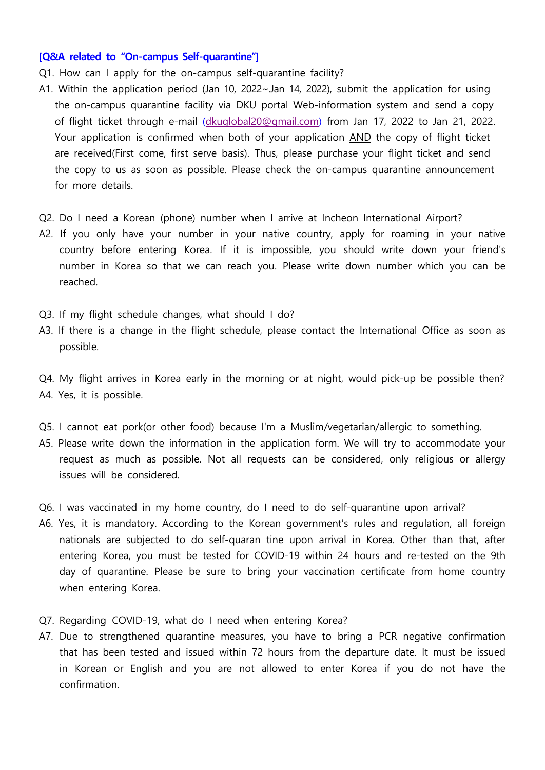**[Q&A related to "On-campus Self-quarantine"]**

Q1. How can I apply for the on-campus self-quarantine facility?

A1. Within the application period (Jan 10, 2022~Jan 14, 2022), submit the application for using the on-campus quarantine facility via DKU portal Web-information system and send a copy of flight ticket through e-mail (dkuglobal20@gmail.com) from Jan 17, 2022 to Jan 21, 2022. Your application is confirmed when both of your application AND the copy of flight ticket are received(First come, first serve basis). Thus, please purchase your flight ticket and send the copy to us as soon as possible. Please check the on-campus quarantine announcement for more details.

Q2. Do I need a Korean (phone) number when I arrive at Incheon International Airport?

A2. If you only have your number in your native country, apply for roaming in your native country before entering Korea. If it is impossible, you should write down your friend's number in Korea so that we can reach you. Please write down number which you can be reached.

Q3. If my flight schedule changes, what should I do?

A3. If there is a change in the flight schedule, please contact the International Office as soon as possible.

Q4. My flight arrives in Korea early in the morning or at night, would pick-up be possible then?

A4. Yes, it is possible.

Q5. I cannot eat pork(or other food) because I'm a Muslim/vegetarian/allergic to something.

A5. Please write down the information in the application form. We will try to accommodate your request as much as possible. Not all requests can be considered, only religious or allergy issues will be considered.

Q6. I was vaccinated in my home country, do I need to do self-quarantine upon arrival?

A6. Yes, it is mandatory. According to the Korean government's rules and regulation, all foreign nationals are subjected to do self-quaran tine upon arrival in Korea. Other than that, after entering Korea, you must be tested for COVID-19 within 24 hours and re-tested on the 9th day of quarantine. Please be sure to bring your vaccination certificate from home country when entering Korea.

Q7. Regarding COVID-19, what do I need when entering Korea?

A7. Due to strengthened quarantine measures, you have to bring a PCR negative confirmation that has been tested and issued within 72 hours from the departure date. It must be issued in Korean or English and you are not allowed to enter Korea if you do not have the confirmation.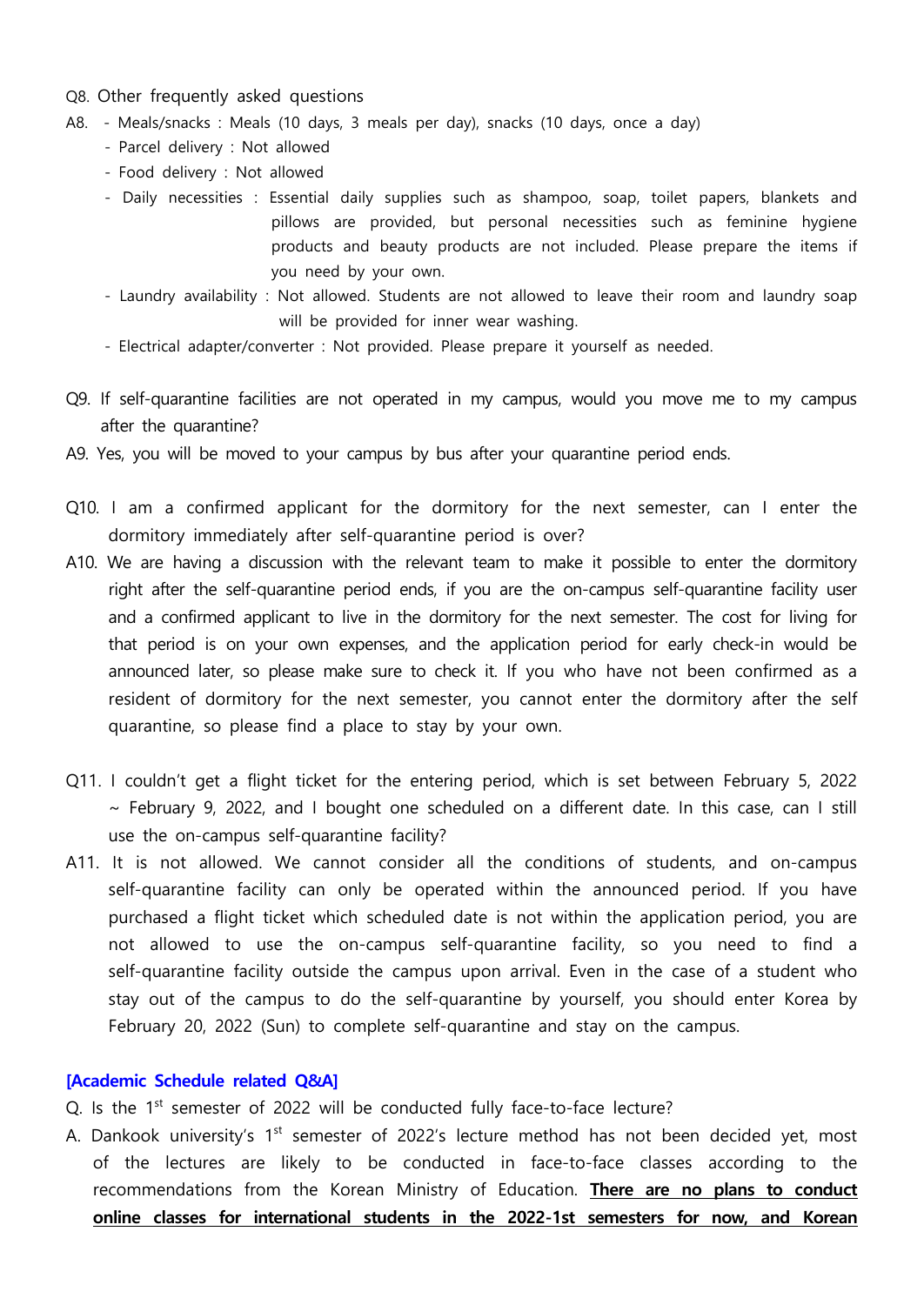Q8. Other frequently asked questions

A8.
- Meals/snacks : Meals (10 days, 3 meals per day), snacks (10 days, once a day)
- Parcel delivery : Not allowed
- Food delivery : Not allowed
- Daily necessities : Essential daily supplies such as shampoo, soap, toilet papers, blankets and pillows are provided, but personal necessities such as feminine hygiene products and beauty products are not included. Please prepare the items if you need by your own.
- Laundry availability : Not allowed. Students are not allowed to leave their room and laundry soap will be provided for inner wear washing.
- Electrical adapter/converter : Not provided. Please prepare it yourself as needed.

Q9. If self-quarantine facilities are not operated in my campus, would you move me to my campus after the quarantine?

A9. Yes, you will be moved to your campus by bus after your quarantine period ends.

Q10. I am a confirmed applicant for the dormitory for the next semester, can I enter the dormitory immediately after self-quarantine period is over?

A10. We are having a discussion with the relevant team to make it possible to enter the dormitory right after the self-quarantine period ends, if you are the on-campus self-quarantine facility user and a confirmed applicant to live in the dormitory for the next semester. The cost for living for that period is on your own expenses, and the application period for early check-in would be announced later, so please make sure to check it. If you who have not been confirmed as a resident of dormitory for the next semester, you cannot enter the dormitory after the self quarantine, so please find a place to stay by your own.

Q11. I couldn't get a flight ticket for the entering period, which is set between February 5, 2022 ~ February 9, 2022, and I bought one scheduled on a different date. In this case, can I still use the on-campus self-quarantine facility?

A11. It is not allowed. We cannot consider all the conditions of students, and on-campus self-quarantine facility can only be operated within the announced period. If you have purchased a flight ticket which scheduled date is not within the application period, you are not allowed to use the on-campus self-quarantine facility, so you need to find a self-quarantine facility outside the campus upon arrival. Even in the case of a student who stay out of the campus to do the self-quarantine by yourself, you should enter Korea by February 20, 2022 (Sun) to complete self-quarantine and stay on the campus.

**[Academic Schedule related Q&A]**

Q. Is the 1st semester of 2022 will be conducted fully face-to-face lecture?

A. Dankook university's 1st semester of 2022's lecture method has not been decided yet, most of the lectures are likely to be conducted in face-to-face classes according to the recommendations from the Korean Ministry of Education. **There are no plans to conduct online classes for international students in the 2022-1st semesters for now, and Korean**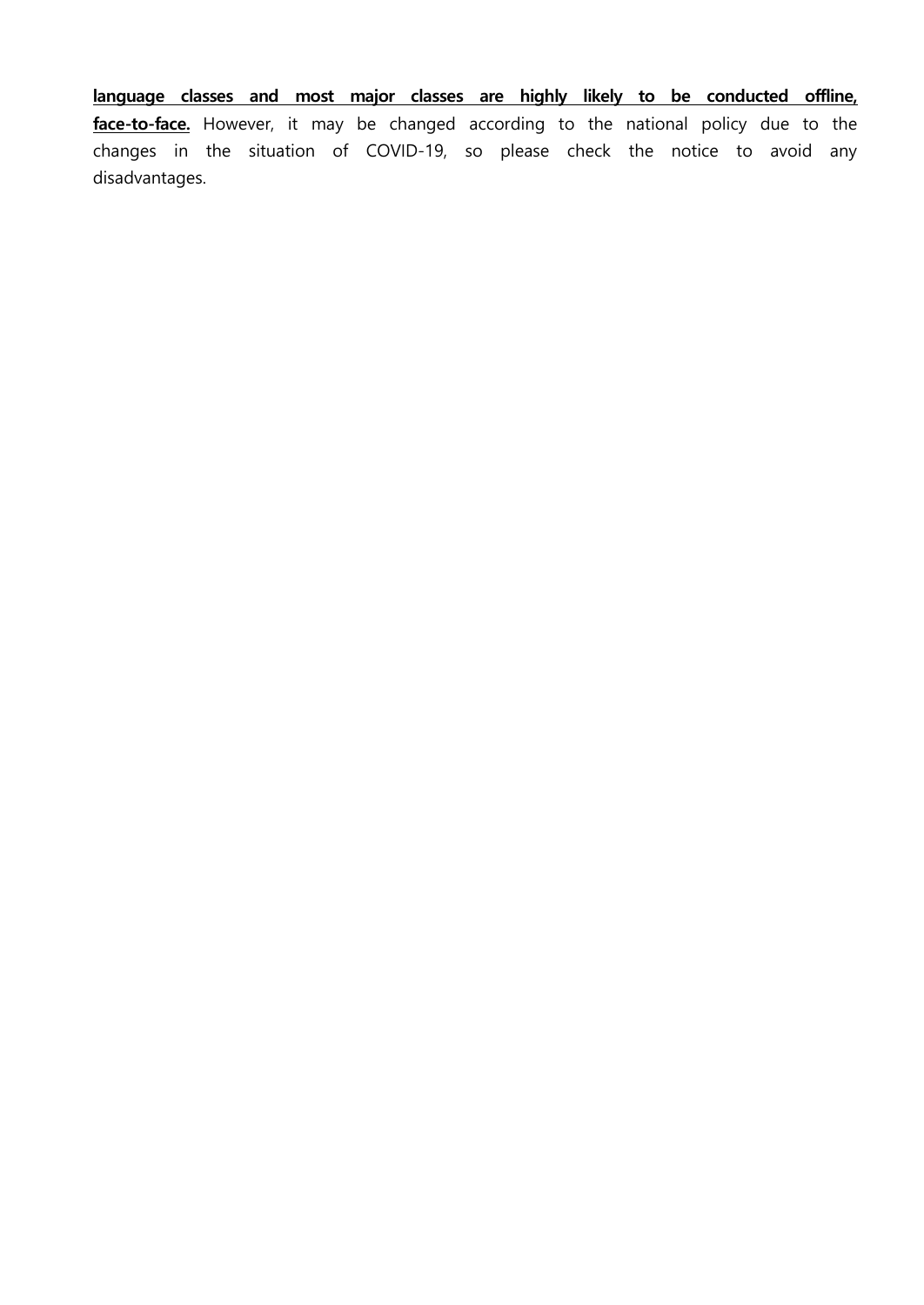**language classes and most major classes are highly likely to be conducted offline, face-to-face.** However, it may be changed according to the national policy due to the changes in the situation of COVID-19, so please check the notice to avoid any disadvantages.